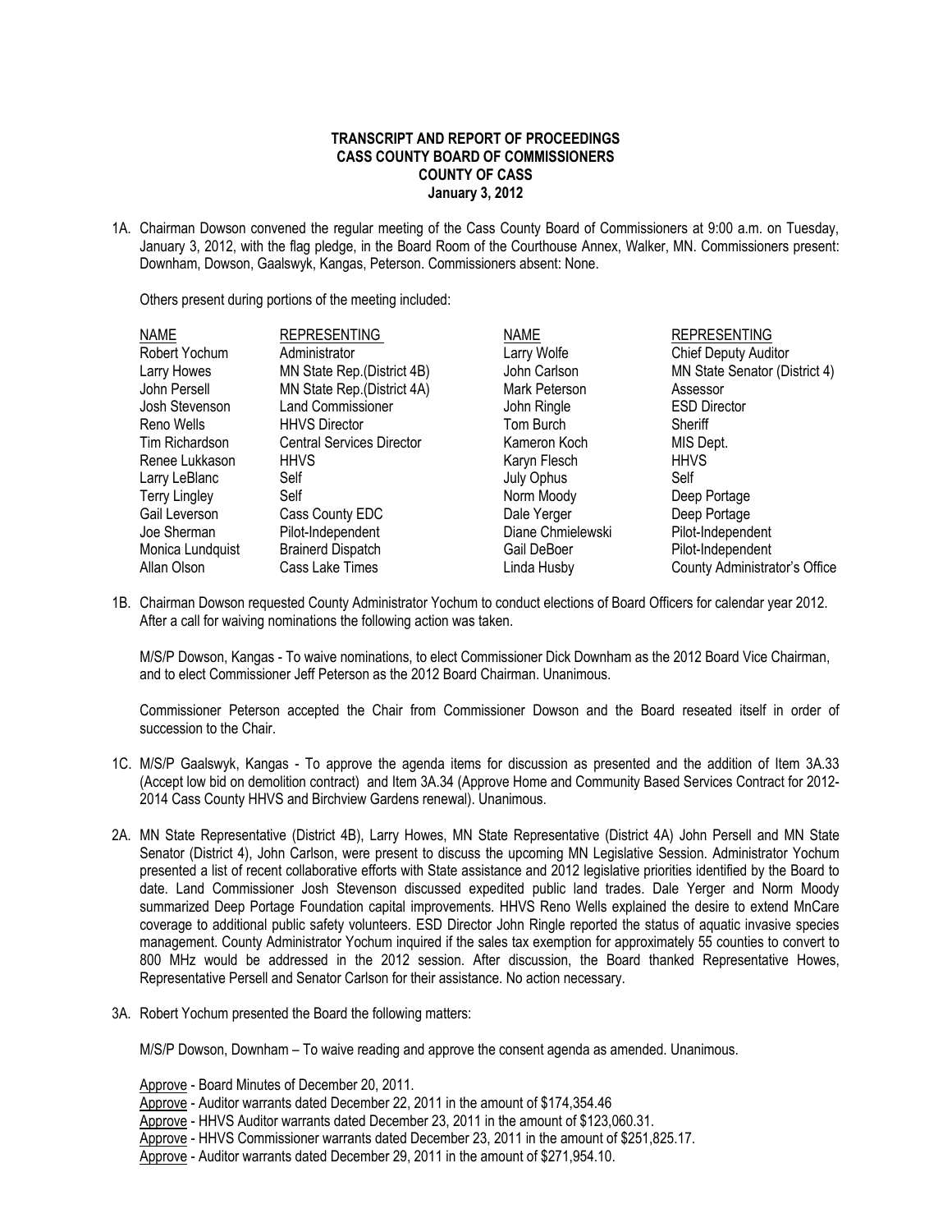**TRANSCRIPT AND REPORT OF PROCEEDINGS**
**CASS COUNTY BOARD OF COMMISSIONERS**
**COUNTY OF CASS**
**January 3, 2012**

1A. Chairman Dowson convened the regular meeting of the Cass County Board of Commissioners at 9:00 a.m. on Tuesday, January 3, 2012, with the flag pledge, in the Board Room of the Courthouse Annex, Walker, MN. Commissioners present: Downham, Dowson, Gaalswyk, Kangas, Peterson. Commissioners absent: None.

Others present during portions of the meeting included:

| NAME | REPRESENTING | NAME | REPRESENTING |
|---|---|---|---|
| Robert Yochum | Administrator | Larry Wolfe | Chief Deputy Auditor |
| Larry Howes | MN State Rep.(District 4B) | John Carlson | MN State Senator (District 4) |
| John Persell | MN State Rep.(District 4A) | Mark Peterson | Assessor |
| Josh Stevenson | Land Commissioner | John Ringle | ESD Director |
| Reno Wells | HHVS Director | Tom Burch | Sheriff |
| Tim Richardson | Central Services Director | Kameron Koch | MIS Dept. |
| Renee Lukkason | HHVS | Karyn Flesch | HHVS |
| Larry LeBlanc | Self | July Ophus | Self |
| Terry Lingley | Self | Norm Moody | Deep Portage |
| Gail Leverson | Cass County EDC | Dale Yerger | Deep Portage |
| Joe Sherman | Pilot-Independent | Diane Chmielewski | Pilot-Independent |
| Monica Lundquist | Brainerd Dispatch | Gail DeBoer | Pilot-Independent |
| Allan Olson | Cass Lake Times | Linda Husby | County Administrator's Office |

1B. Chairman Dowson requested County Administrator Yochum to conduct elections of Board Officers for calendar year 2012. After a call for waiving nominations the following action was taken.

M/S/P Dowson, Kangas - To waive nominations, to elect Commissioner Dick Downham as the 2012 Board Vice Chairman, and to elect Commissioner Jeff Peterson as the 2012 Board Chairman. Unanimous.

Commissioner Peterson accepted the Chair from Commissioner Dowson and the Board reseated itself in order of succession to the Chair.

1C. M/S/P Gaalswyk, Kangas - To approve the agenda items for discussion as presented and the addition of Item 3A.33 (Accept low bid on demolition contract) and Item 3A.34 (Approve Home and Community Based Services Contract for 2012-2014 Cass County HHVS and Birchview Gardens renewal). Unanimous.

2A. MN State Representative (District 4B), Larry Howes, MN State Representative (District 4A) John Persell and MN State Senator (District 4), John Carlson, were present to discuss the upcoming MN Legislative Session. Administrator Yochum presented a list of recent collaborative efforts with State assistance and 2012 legislative priorities identified by the Board to date. Land Commissioner Josh Stevenson discussed expedited public land trades. Dale Yerger and Norm Moody summarized Deep Portage Foundation capital improvements. HHVS Reno Wells explained the desire to extend MnCare coverage to additional public safety volunteers. ESD Director John Ringle reported the status of aquatic invasive species management. County Administrator Yochum inquired if the sales tax exemption for approximately 55 counties to convert to 800 MHz would be addressed in the 2012 session. After discussion, the Board thanked Representative Howes, Representative Persell and Senator Carlson for their assistance. No action necessary.

3A. Robert Yochum presented the Board the following matters:

M/S/P Dowson, Downham – To waive reading and approve the consent agenda as amended. Unanimous.

Approve - Board Minutes of December 20, 2011.
Approve - Auditor warrants dated December 22, 2011 in the amount of $174,354.46
Approve - HHVS Auditor warrants dated December 23, 2011 in the amount of $123,060.31.
Approve - HHVS Commissioner warrants dated December 23, 2011 in the amount of $251,825.17.
Approve - Auditor warrants dated December 29, 2011 in the amount of $271,954.10.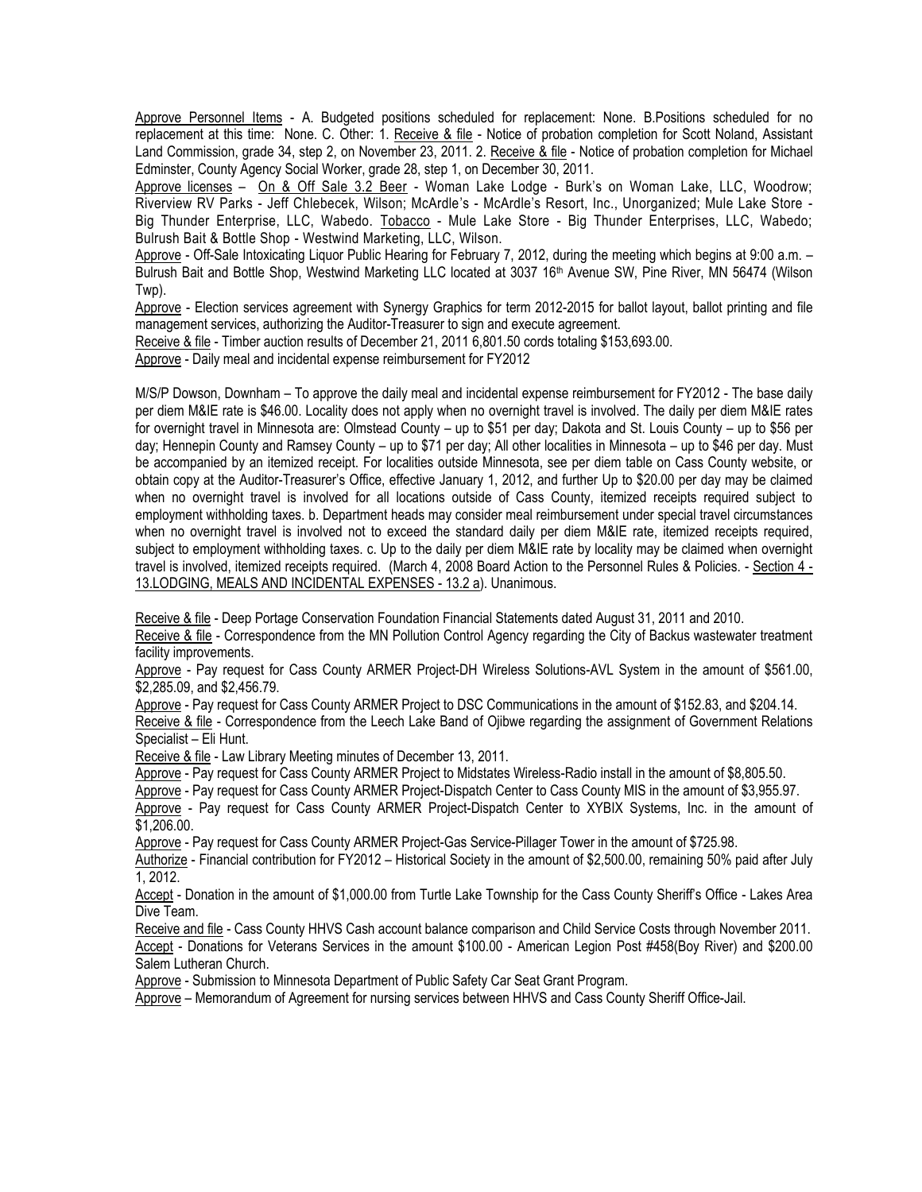Approve Personnel Items - A. Budgeted positions scheduled for replacement: None. B.Positions scheduled for no replacement at this time: None. C. Other: 1. Receive & file - Notice of probation completion for Scott Noland, Assistant Land Commission, grade 34, step 2, on November 23, 2011. 2. Receive & file - Notice of probation completion for Michael Edminster, County Agency Social Worker, grade 28, step 1, on December 30, 2011.

Approve licenses – On & Off Sale 3.2 Beer - Woman Lake Lodge - Burk's on Woman Lake, LLC, Woodrow; Riverview RV Parks - Jeff Chlebecek, Wilson; McArdle's - McArdle's Resort, Inc., Unorganized; Mule Lake Store - Big Thunder Enterprise, LLC, Wabedo. Tobacco - Mule Lake Store - Big Thunder Enterprises, LLC, Wabedo; Bulrush Bait & Bottle Shop - Westwind Marketing, LLC, Wilson.

Approve - Off-Sale Intoxicating Liquor Public Hearing for February 7, 2012, during the meeting which begins at 9:00 a.m. – Bulrush Bait and Bottle Shop, Westwind Marketing LLC located at 3037 16th Avenue SW, Pine River, MN 56474 (Wilson Twp).

Approve - Election services agreement with Synergy Graphics for term 2012-2015 for ballot layout, ballot printing and file management services, authorizing the Auditor-Treasurer to sign and execute agreement.

Receive & file - Timber auction results of December 21, 2011 6,801.50 cords totaling $153,693.00.

Approve - Daily meal and incidental expense reimbursement for FY2012

M/S/P Dowson, Downham – To approve the daily meal and incidental expense reimbursement for FY2012 - The base daily per diem M&IE rate is $46.00. Locality does not apply when no overnight travel is involved. The daily per diem M&IE rates for overnight travel in Minnesota are: Olmstead County – up to $51 per day; Dakota and St. Louis County – up to $56 per day; Hennepin County and Ramsey County – up to $71 per day; All other localities in Minnesota – up to $46 per day. Must be accompanied by an itemized receipt. For localities outside Minnesota, see per diem table on Cass County website, or obtain copy at the Auditor-Treasurer's Office, effective January 1, 2012, and further Up to $20.00 per day may be claimed when no overnight travel is involved for all locations outside of Cass County, itemized receipts required subject to employment withholding taxes. b. Department heads may consider meal reimbursement under special travel circumstances when no overnight travel is involved not to exceed the standard daily per diem M&IE rate, itemized receipts required, subject to employment withholding taxes. c. Up to the daily per diem M&IE rate by locality may be claimed when overnight travel is involved, itemized receipts required. (March 4, 2008 Board Action to the Personnel Rules & Policies. - Section 4 - 13.LODGING, MEALS AND INCIDENTAL EXPENSES - 13.2 a). Unanimous.

Receive & file - Deep Portage Conservation Foundation Financial Statements dated August 31, 2011 and 2010.

Receive & file - Correspondence from the MN Pollution Control Agency regarding the City of Backus wastewater treatment facility improvements.

Approve - Pay request for Cass County ARMER Project-DH Wireless Solutions-AVL System in the amount of $561.00, $2,285.09, and $2,456.79.

Approve - Pay request for Cass County ARMER Project to DSC Communications in the amount of $152.83, and $204.14.

Receive & file - Correspondence from the Leech Lake Band of Ojibwe regarding the assignment of Government Relations Specialist – Eli Hunt.

Receive & file - Law Library Meeting minutes of December 13, 2011.

Approve - Pay request for Cass County ARMER Project to Midstates Wireless-Radio install in the amount of $8,805.50.

Approve - Pay request for Cass County ARMER Project-Dispatch Center to Cass County MIS in the amount of $3,955.97.

Approve - Pay request for Cass County ARMER Project-Dispatch Center to XYBIX Systems, Inc. in the amount of $1,206.00.

Approve - Pay request for Cass County ARMER Project-Gas Service-Pillager Tower in the amount of $725.98.

Authorize - Financial contribution for FY2012 – Historical Society in the amount of $2,500.00, remaining 50% paid after July 1, 2012.

Accept - Donation in the amount of $1,000.00 from Turtle Lake Township for the Cass County Sheriff's Office - Lakes Area Dive Team.

Receive and file - Cass County HHVS Cash account balance comparison and Child Service Costs through November 2011.

Accept - Donations for Veterans Services in the amount $100.00 - American Legion Post #458(Boy River) and $200.00 Salem Lutheran Church.

Approve - Submission to Minnesota Department of Public Safety Car Seat Grant Program.

Approve – Memorandum of Agreement for nursing services between HHVS and Cass County Sheriff Office-Jail.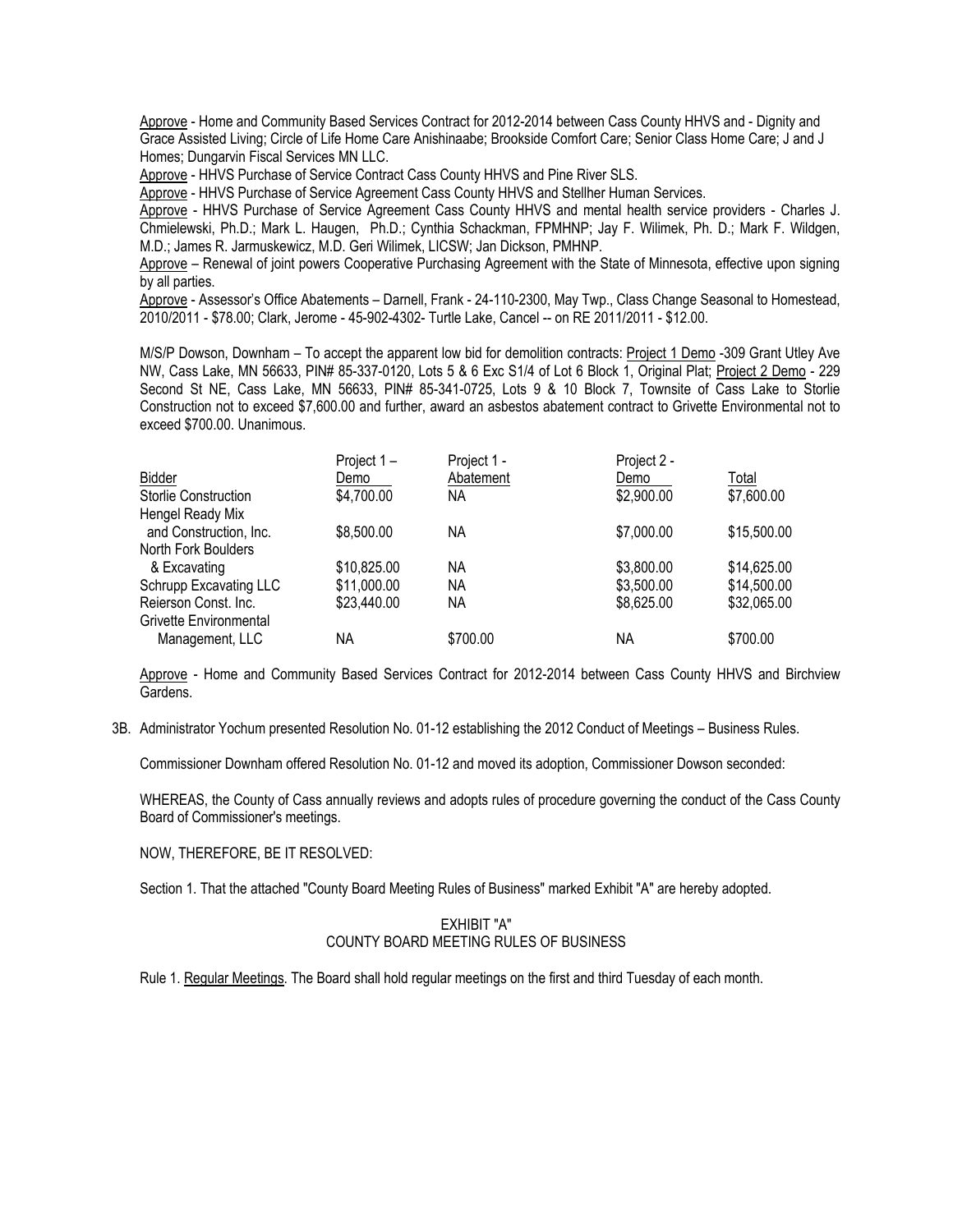Approve - Home and Community Based Services Contract for 2012-2014 between Cass County HHVS and - Dignity and Grace Assisted Living; Circle of Life Home Care Anishinaabe; Brookside Comfort Care; Senior Class Home Care; J and J Homes; Dungarvin Fiscal Services MN LLC.

Approve - HHVS Purchase of Service Contract Cass County HHVS and Pine River SLS.

Approve - HHVS Purchase of Service Agreement Cass County HHVS and Stellher Human Services.

Approve - HHVS Purchase of Service Agreement Cass County HHVS and mental health service providers - Charles J. Chmielewski, Ph.D.; Mark L. Haugen, Ph.D.; Cynthia Schackman, FPMHNP; Jay F. Wilimek, Ph. D.; Mark F. Wildgen, M.D.; James R. Jarmuskewicz, M.D. Geri Wilimek, LICSW; Jan Dickson, PMHNP.

Approve – Renewal of joint powers Cooperative Purchasing Agreement with the State of Minnesota, effective upon signing by all parties.

Approve - Assessor's Office Abatements – Darnell, Frank - 24-110-2300, May Twp., Class Change Seasonal to Homestead, 2010/2011 - $78.00; Clark, Jerome - 45-902-4302- Turtle Lake, Cancel -- on RE 2011/2011 - $12.00.

M/S/P Dowson, Downham – To accept the apparent low bid for demolition contracts: Project 1 Demo -309 Grant Utley Ave NW, Cass Lake, MN 56633, PIN# 85-337-0120, Lots 5 & 6 Exc S1/4 of Lot 6 Block 1, Original Plat; Project 2 Demo - 229 Second St NE, Cass Lake, MN 56633, PIN# 85-341-0725, Lots 9 & 10 Block 7, Townsite of Cass Lake to Storlie Construction not to exceed $7,600.00 and further, award an asbestos abatement contract to Grivette Environmental not to exceed $700.00. Unanimous.

| Bidder | Project 1 – Demo | Project 1 - Abatement | Project 2 - Demo | Total |
|---|---|---|---|---|
| Storlie Construction | $4,700.00 | NA | $2,900.00 | $7,600.00 |
| Hengel Ready Mix and Construction, Inc. | $8,500.00 | NA | $7,000.00 | $15,500.00 |
| North Fork Boulders & Excavating | $10,825.00 | NA | $3,800.00 | $14,625.00 |
| Schrupp Excavating LLC | $11,000.00 | NA | $3,500.00 | $14,500.00 |
| Reierson Const. Inc. | $23,440.00 | NA | $8,625.00 | $32,065.00 |
| Grivette Environmental Management, LLC | NA | $700.00 | NA | $700.00 |

Approve - Home and Community Based Services Contract for 2012-2014 between Cass County HHVS and Birchview Gardens.

3B. Administrator Yochum presented Resolution No. 01-12 establishing the 2012 Conduct of Meetings – Business Rules.

Commissioner Downham offered Resolution No. 01-12 and moved its adoption, Commissioner Dowson seconded:

WHEREAS, the County of Cass annually reviews and adopts rules of procedure governing the conduct of the Cass County Board of Commissioner's meetings.

NOW, THEREFORE, BE IT RESOLVED:

Section 1. That the attached "County Board Meeting Rules of Business" marked Exhibit "A" are hereby adopted.

EXHIBIT "A"
COUNTY BOARD MEETING RULES OF BUSINESS

Rule 1. Regular Meetings. The Board shall hold regular meetings on the first and third Tuesday of each month.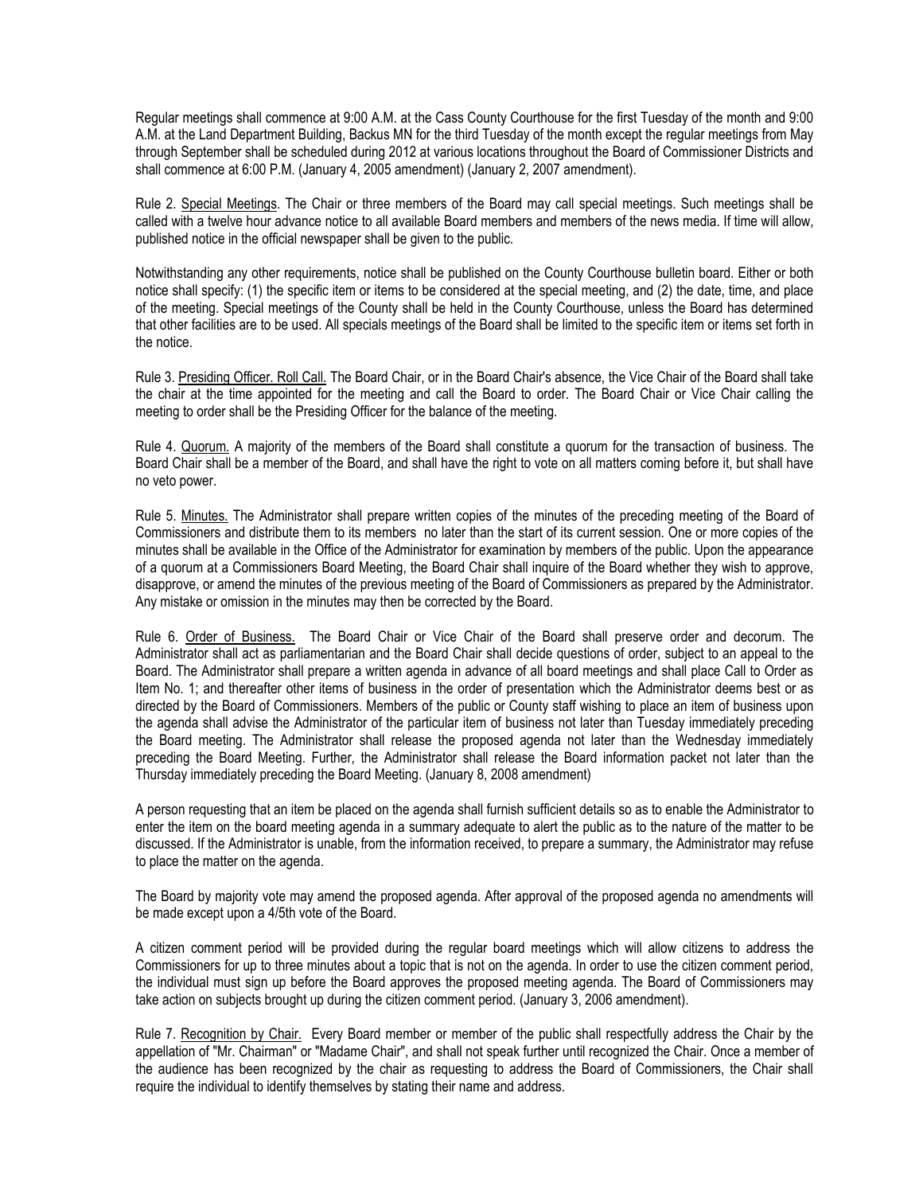Regular meetings shall commence at 9:00 A.M. at the Cass County Courthouse for the first Tuesday of the month and 9:00 A.M. at the Land Department Building, Backus MN for the third Tuesday of the month except the regular meetings from May through September shall be scheduled during 2012 at various locations throughout the Board of Commissioner Districts and shall commence at 6:00 P.M. (January 4, 2005 amendment) (January 2, 2007 amendment).

Rule 2. <u>Special Meetings</u>. The Chair or three members of the Board may call special meetings. Such meetings shall be called with a twelve hour advance notice to all available Board members and members of the news media. If time will allow, published notice in the official newspaper shall be given to the public.

Notwithstanding any other requirements, notice shall be published on the County Courthouse bulletin board. Either or both notice shall specify: (1) the specific item or items to be considered at the special meeting, and (2) the date, time, and place of the meeting. Special meetings of the County shall be held in the County Courthouse, unless the Board has determined that other facilities are to be used. All specials meetings of the Board shall be limited to the specific item or items set forth in the notice.

Rule 3. <u>Presiding Officer. Roll Call.</u> The Board Chair, or in the Board Chair's absence, the Vice Chair of the Board shall take the chair at the time appointed for the meeting and call the Board to order. The Board Chair or Vice Chair calling the meeting to order shall be the Presiding Officer for the balance of the meeting.

Rule 4. <u>Quorum.</u> A majority of the members of the Board shall constitute a quorum for the transaction of business. The Board Chair shall be a member of the Board, and shall have the right to vote on all matters coming before it, but shall have no veto power.

Rule 5. <u>Minutes.</u> The Administrator shall prepare written copies of the minutes of the preceding meeting of the Board of Commissioners and distribute them to its members no later than the start of its current session. One or more copies of the minutes shall be available in the Office of the Administrator for examination by members of the public. Upon the appearance of a quorum at a Commissioners Board Meeting, the Board Chair shall inquire of the Board whether they wish to approve, disapprove, or amend the minutes of the previous meeting of the Board of Commissioners as prepared by the Administrator. Any mistake or omission in the minutes may then be corrected by the Board.

Rule 6. <u>Order of Business.</u> The Board Chair or Vice Chair of the Board shall preserve order and decorum. The Administrator shall act as parliamentarian and the Board Chair shall decide questions of order, subject to an appeal to the Board. The Administrator shall prepare a written agenda in advance of all board meetings and shall place Call to Order as Item No. 1; and thereafter other items of business in the order of presentation which the Administrator deems best or as directed by the Board of Commissioners. Members of the public or County staff wishing to place an item of business upon the agenda shall advise the Administrator of the particular item of business not later than Tuesday immediately preceding the Board meeting. The Administrator shall release the proposed agenda not later than the Wednesday immediately preceding the Board Meeting. Further, the Administrator shall release the Board information packet not later than the Thursday immediately preceding the Board Meeting. (January 8, 2008 amendment)

A person requesting that an item be placed on the agenda shall furnish sufficient details so as to enable the Administrator to enter the item on the board meeting agenda in a summary adequate to alert the public as to the nature of the matter to be discussed. If the Administrator is unable, from the information received, to prepare a summary, the Administrator may refuse to place the matter on the agenda.

The Board by majority vote may amend the proposed agenda. After approval of the proposed agenda no amendments will be made except upon a 4/5th vote of the Board.

A citizen comment period will be provided during the regular board meetings which will allow citizens to address the Commissioners for up to three minutes about a topic that is not on the agenda. In order to use the citizen comment period, the individual must sign up before the Board approves the proposed meeting agenda. The Board of Commissioners may take action on subjects brought up during the citizen comment period. (January 3, 2006 amendment).

Rule 7. <u>Recognition by Chair.</u> Every Board member or member of the public shall respectfully address the Chair by the appellation of "Mr. Chairman" or "Madame Chair", and shall not speak further until recognized the Chair. Once a member of the audience has been recognized by the chair as requesting to address the Board of Commissioners, the Chair shall require the individual to identify themselves by stating their name and address.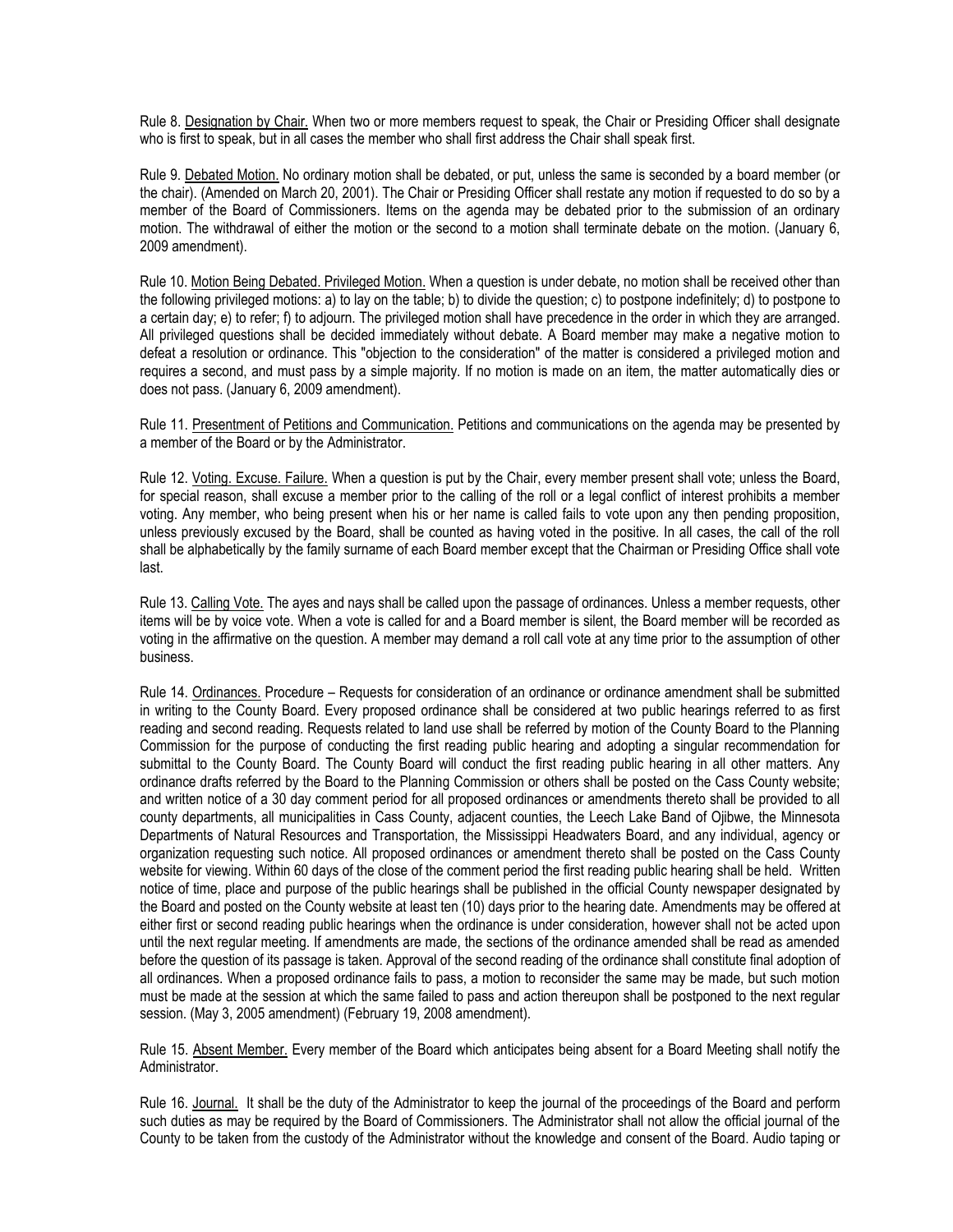Rule 8. Designation by Chair. When two or more members request to speak, the Chair or Presiding Officer shall designate who is first to speak, but in all cases the member who shall first address the Chair shall speak first.

Rule 9. Debated Motion. No ordinary motion shall be debated, or put, unless the same is seconded by a board member (or the chair). (Amended on March 20, 2001). The Chair or Presiding Officer shall restate any motion if requested to do so by a member of the Board of Commissioners. Items on the agenda may be debated prior to the submission of an ordinary motion. The withdrawal of either the motion or the second to a motion shall terminate debate on the motion. (January 6, 2009 amendment).

Rule 10. Motion Being Debated. Privileged Motion. When a question is under debate, no motion shall be received other than the following privileged motions: a) to lay on the table; b) to divide the question; c) to postpone indefinitely; d) to postpone to a certain day; e) to refer; f) to adjourn. The privileged motion shall have precedence in the order in which they are arranged. All privileged questions shall be decided immediately without debate. A Board member may make a negative motion to defeat a resolution or ordinance. This "objection to the consideration" of the matter is considered a privileged motion and requires a second, and must pass by a simple majority. If no motion is made on an item, the matter automatically dies or does not pass. (January 6, 2009 amendment).

Rule 11. Presentment of Petitions and Communication. Petitions and communications on the agenda may be presented by a member of the Board or by the Administrator.

Rule 12. Voting. Excuse. Failure. When a question is put by the Chair, every member present shall vote; unless the Board, for special reason, shall excuse a member prior to the calling of the roll or a legal conflict of interest prohibits a member voting. Any member, who being present when his or her name is called fails to vote upon any then pending proposition, unless previously excused by the Board, shall be counted as having voted in the positive. In all cases, the call of the roll shall be alphabetically by the family surname of each Board member except that the Chairman or Presiding Office shall vote last.

Rule 13. Calling Vote. The ayes and nays shall be called upon the passage of ordinances. Unless a member requests, other items will be by voice vote. When a vote is called for and a Board member is silent, the Board member will be recorded as voting in the affirmative on the question. A member may demand a roll call vote at any time prior to the assumption of other business.

Rule 14. Ordinances. Procedure – Requests for consideration of an ordinance or ordinance amendment shall be submitted in writing to the County Board. Every proposed ordinance shall be considered at two public hearings referred to as first reading and second reading. Requests related to land use shall be referred by motion of the County Board to the Planning Commission for the purpose of conducting the first reading public hearing and adopting a singular recommendation for submittal to the County Board. The County Board will conduct the first reading public hearing in all other matters. Any ordinance drafts referred by the Board to the Planning Commission or others shall be posted on the Cass County website; and written notice of a 30 day comment period for all proposed ordinances or amendments thereto shall be provided to all county departments, all municipalities in Cass County, adjacent counties, the Leech Lake Band of Ojibwe, the Minnesota Departments of Natural Resources and Transportation, the Mississippi Headwaters Board, and any individual, agency or organization requesting such notice. All proposed ordinances or amendment thereto shall be posted on the Cass County website for viewing. Within 60 days of the close of the comment period the first reading public hearing shall be held. Written notice of time, place and purpose of the public hearings shall be published in the official County newspaper designated by the Board and posted on the County website at least ten (10) days prior to the hearing date. Amendments may be offered at either first or second reading public hearings when the ordinance is under consideration, however shall not be acted upon until the next regular meeting. If amendments are made, the sections of the ordinance amended shall be read as amended before the question of its passage is taken. Approval of the second reading of the ordinance shall constitute final adoption of all ordinances. When a proposed ordinance fails to pass, a motion to reconsider the same may be made, but such motion must be made at the session at which the same failed to pass and action thereupon shall be postponed to the next regular session. (May 3, 2005 amendment) (February 19, 2008 amendment).

Rule 15. Absent Member. Every member of the Board which anticipates being absent for a Board Meeting shall notify the Administrator.

Rule 16. Journal. It shall be the duty of the Administrator to keep the journal of the proceedings of the Board and perform such duties as may be required by the Board of Commissioners. The Administrator shall not allow the official journal of the County to be taken from the custody of the Administrator without the knowledge and consent of the Board. Audio taping or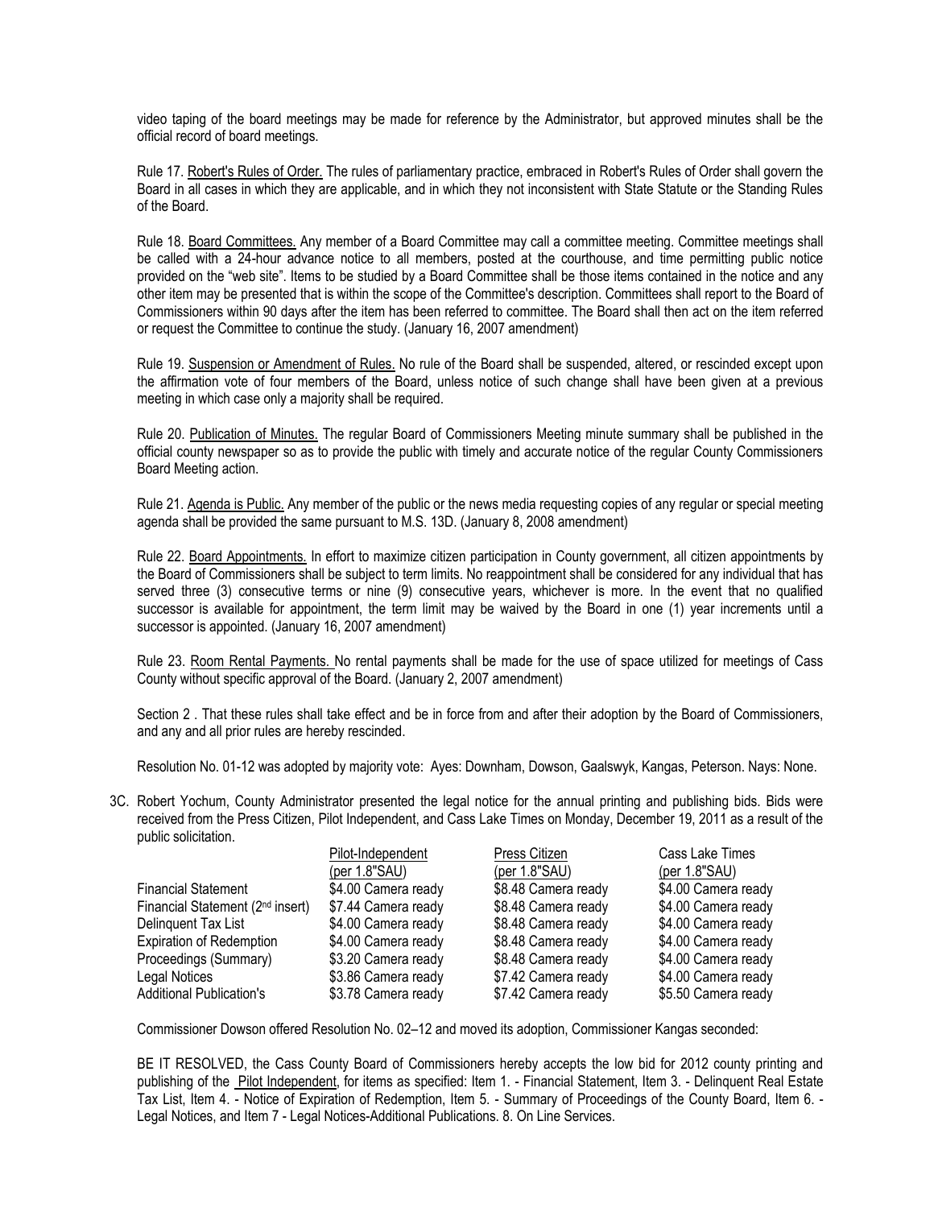video taping of the board meetings may be made for reference by the Administrator, but approved minutes shall be the official record of board meetings.

Rule 17. Robert's Rules of Order. The rules of parliamentary practice, embraced in Robert's Rules of Order shall govern the Board in all cases in which they are applicable, and in which they not inconsistent with State Statute or the Standing Rules of the Board.

Rule 18. Board Committees. Any member of a Board Committee may call a committee meeting. Committee meetings shall be called with a 24-hour advance notice to all members, posted at the courthouse, and time permitting public notice provided on the "web site". Items to be studied by a Board Committee shall be those items contained in the notice and any other item may be presented that is within the scope of the Committee's description. Committees shall report to the Board of Commissioners within 90 days after the item has been referred to committee. The Board shall then act on the item referred or request the Committee to continue the study. (January 16, 2007 amendment)

Rule 19. Suspension or Amendment of Rules. No rule of the Board shall be suspended, altered, or rescinded except upon the affirmation vote of four members of the Board, unless notice of such change shall have been given at a previous meeting in which case only a majority shall be required.

Rule 20. Publication of Minutes. The regular Board of Commissioners Meeting minute summary shall be published in the official county newspaper so as to provide the public with timely and accurate notice of the regular County Commissioners Board Meeting action.

Rule 21. Agenda is Public. Any member of the public or the news media requesting copies of any regular or special meeting agenda shall be provided the same pursuant to M.S. 13D. (January 8, 2008 amendment)

Rule 22. Board Appointments. In effort to maximize citizen participation in County government, all citizen appointments by the Board of Commissioners shall be subject to term limits. No reappointment shall be considered for any individual that has served three (3) consecutive terms or nine (9) consecutive years, whichever is more. In the event that no qualified successor is available for appointment, the term limit may be waived by the Board in one (1) year increments until a successor is appointed. (January 16, 2007 amendment)

Rule 23. Room Rental Payments. No rental payments shall be made for the use of space utilized for meetings of Cass County without specific approval of the Board. (January 2, 2007 amendment)

Section 2 . That these rules shall take effect and be in force from and after their adoption by the Board of Commissioners, and any and all prior rules are hereby rescinded.

Resolution No. 01-12 was adopted by majority vote: Ayes: Downham, Dowson, Gaalswyk, Kangas, Peterson. Nays: None.

3C. Robert Yochum, County Administrator presented the legal notice for the annual printing and publishing bids. Bids were received from the Press Citizen, Pilot Independent, and Cass Lake Times on Monday, December 19, 2011 as a result of the public solicitation.

| | Pilot-Independent (per 1.8"SAU) | Press Citizen (per 1.8"SAU) | Cass Lake Times (per 1.8"SAU) |
|---|---|---|---|
| Financial Statement | $4.00 Camera ready | $8.48 Camera ready | $4.00 Camera ready |
| Financial Statement (2nd insert) | $7.44 Camera ready | $8.48 Camera ready | $4.00 Camera ready |
| Delinquent Tax List | $4.00 Camera ready | $8.48 Camera ready | $4.00 Camera ready |
| Expiration of Redemption | $4.00 Camera ready | $8.48 Camera ready | $4.00 Camera ready |
| Proceedings (Summary) | $3.20 Camera ready | $8.48 Camera ready | $4.00 Camera ready |
| Legal Notices | $3.86 Camera ready | $7.42 Camera ready | $4.00 Camera ready |
| Additional Publication's | $3.78 Camera ready | $7.42 Camera ready | $5.50 Camera ready |

Commissioner Dowson offered Resolution No. 02–12 and moved its adoption, Commissioner Kangas seconded:

BE IT RESOLVED, the Cass County Board of Commissioners hereby accepts the low bid for 2012 county printing and publishing of the Pilot Independent, for items as specified: Item 1. - Financial Statement, Item 3. - Delinquent Real Estate Tax List, Item 4. - Notice of Expiration of Redemption, Item 5. - Summary of Proceedings of the County Board, Item 6. - Legal Notices, and Item 7 - Legal Notices-Additional Publications. 8. On Line Services.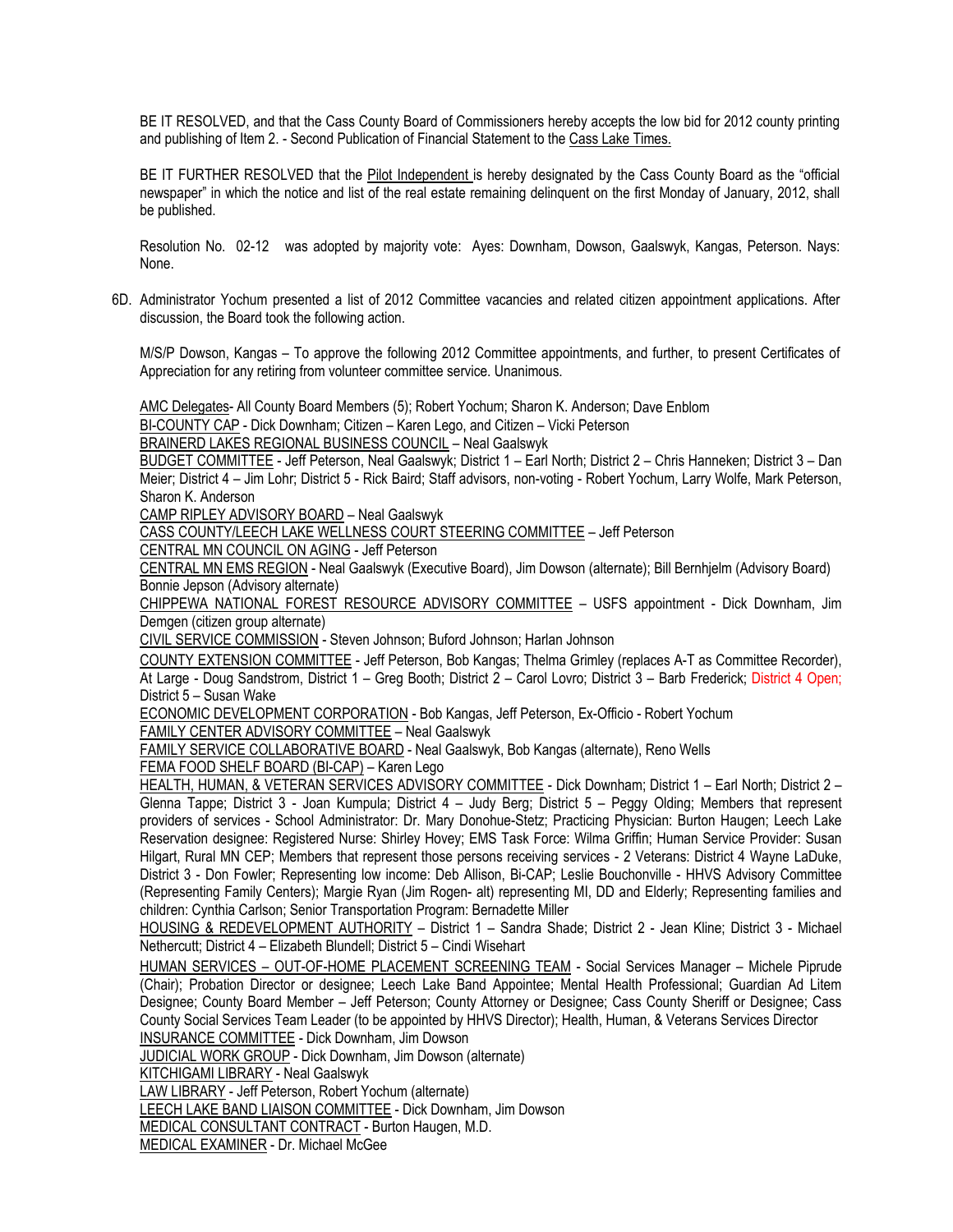BE IT RESOLVED, and that the Cass County Board of Commissioners hereby accepts the low bid for 2012 county printing and publishing of Item 2. - Second Publication of Financial Statement to the Cass Lake Times.

BE IT FURTHER RESOLVED that the Pilot Independent is hereby designated by the Cass County Board as the "official newspaper" in which the notice and list of the real estate remaining delinquent on the first Monday of January, 2012, shall be published.

Resolution No. 02-12 was adopted by majority vote: Ayes: Downham, Dowson, Gaalswyk, Kangas, Peterson. Nays: None.

6D. Administrator Yochum presented a list of 2012 Committee vacancies and related citizen appointment applications. After discussion, the Board took the following action.

M/S/P Dowson, Kangas – To approve the following 2012 Committee appointments, and further, to present Certificates of Appreciation for any retiring from volunteer committee service. Unanimous.

AMC Delegates- All County Board Members (5); Robert Yochum; Sharon K. Anderson; Dave Enblom
BI-COUNTY CAP - Dick Downham; Citizen – Karen Lego, and Citizen – Vicki Peterson
BRAINERD LAKES REGIONAL BUSINESS COUNCIL – Neal Gaalswyk
BUDGET COMMITTEE - Jeff Peterson, Neal Gaalswyk; District 1 – Earl North; District 2 – Chris Hanneken; District 3 – Dan Meier; District 4 – Jim Lohr; District 5 - Rick Baird; Staff advisors, non-voting - Robert Yochum, Larry Wolfe, Mark Peterson, Sharon K. Anderson
CAMP RIPLEY ADVISORY BOARD – Neal Gaalswyk
CASS COUNTY/LEECH LAKE WELLNESS COURT STEERING COMMITTEE – Jeff Peterson
CENTRAL MN COUNCIL ON AGING - Jeff Peterson
CENTRAL MN EMS REGION - Neal Gaalswyk (Executive Board), Jim Dowson (alternate); Bill Bernhjelm (Advisory Board) Bonnie Jepson (Advisory alternate)
CHIPPEWA NATIONAL FOREST RESOURCE ADVISORY COMMITTEE – USFS appointment - Dick Downham, Jim Demgen (citizen group alternate)
CIVIL SERVICE COMMISSION - Steven Johnson; Buford Johnson; Harlan Johnson
COUNTY EXTENSION COMMITTEE - Jeff Peterson, Bob Kangas; Thelma Grimley (replaces A-T as Committee Recorder), At Large - Doug Sandstrom, District 1 – Greg Booth; District 2 – Carol Lovro; District 3 – Barb Frederick; District 4 Open; District 5 – Susan Wake
ECONOMIC DEVELOPMENT CORPORATION - Bob Kangas, Jeff Peterson, Ex-Officio - Robert Yochum
FAMILY CENTER ADVISORY COMMITTEE – Neal Gaalswyk
FAMILY SERVICE COLLABORATIVE BOARD - Neal Gaalswyk, Bob Kangas (alternate), Reno Wells
FEMA FOOD SHELF BOARD (BI-CAP) – Karen Lego
HEALTH, HUMAN, & VETERAN SERVICES ADVISORY COMMITTEE - Dick Downham; District 1 – Earl North; District 2 – Glenna Tappe; District 3 - Joan Kumpula; District 4 – Judy Berg; District 5 – Peggy Olding; Members that represent providers of services - School Administrator: Dr. Mary Donohue-Stetz; Practicing Physician: Burton Haugen; Leech Lake Reservation designee: Registered Nurse: Shirley Hovey; EMS Task Force: Wilma Griffin; Human Service Provider: Susan Hilgart, Rural MN CEP; Members that represent those persons receiving services - 2 Veterans: District 4 Wayne LaDuke, District 3 - Don Fowler; Representing low income: Deb Allison, Bi-CAP; Leslie Bouchonville - HHVS Advisory Committee (Representing Family Centers); Margie Ryan (Jim Rogen- alt) representing MI, DD and Elderly; Representing families and children: Cynthia Carlson; Senior Transportation Program: Bernadette Miller
HOUSING & REDEVELOPMENT AUTHORITY – District 1 – Sandra Shade; District 2 - Jean Kline; District 3 - Michael Nethercutt; District 4 – Elizabeth Blundell; District 5 – Cindi Wisehart
HUMAN SERVICES – OUT-OF-HOME PLACEMENT SCREENING TEAM - Social Services Manager – Michele Piprude (Chair); Probation Director or designee; Leech Lake Band Appointee; Mental Health Professional; Guardian Ad Litem Designee; County Board Member – Jeff Peterson; County Attorney or Designee; Cass County Sheriff or Designee; Cass County Social Services Team Leader (to be appointed by HHVS Director); Health, Human, & Veterans Services Director
INSURANCE COMMITTEE - Dick Downham, Jim Dowson
JUDICIAL WORK GROUP - Dick Downham, Jim Dowson (alternate)
KITCHIGAMI LIBRARY - Neal Gaalswyk
LAW LIBRARY - Jeff Peterson, Robert Yochum (alternate)
LEECH LAKE BAND LIAISON COMMITTEE - Dick Downham, Jim Dowson
MEDICAL CONSULTANT CONTRACT - Burton Haugen, M.D.
MEDICAL EXAMINER - Dr. Michael McGee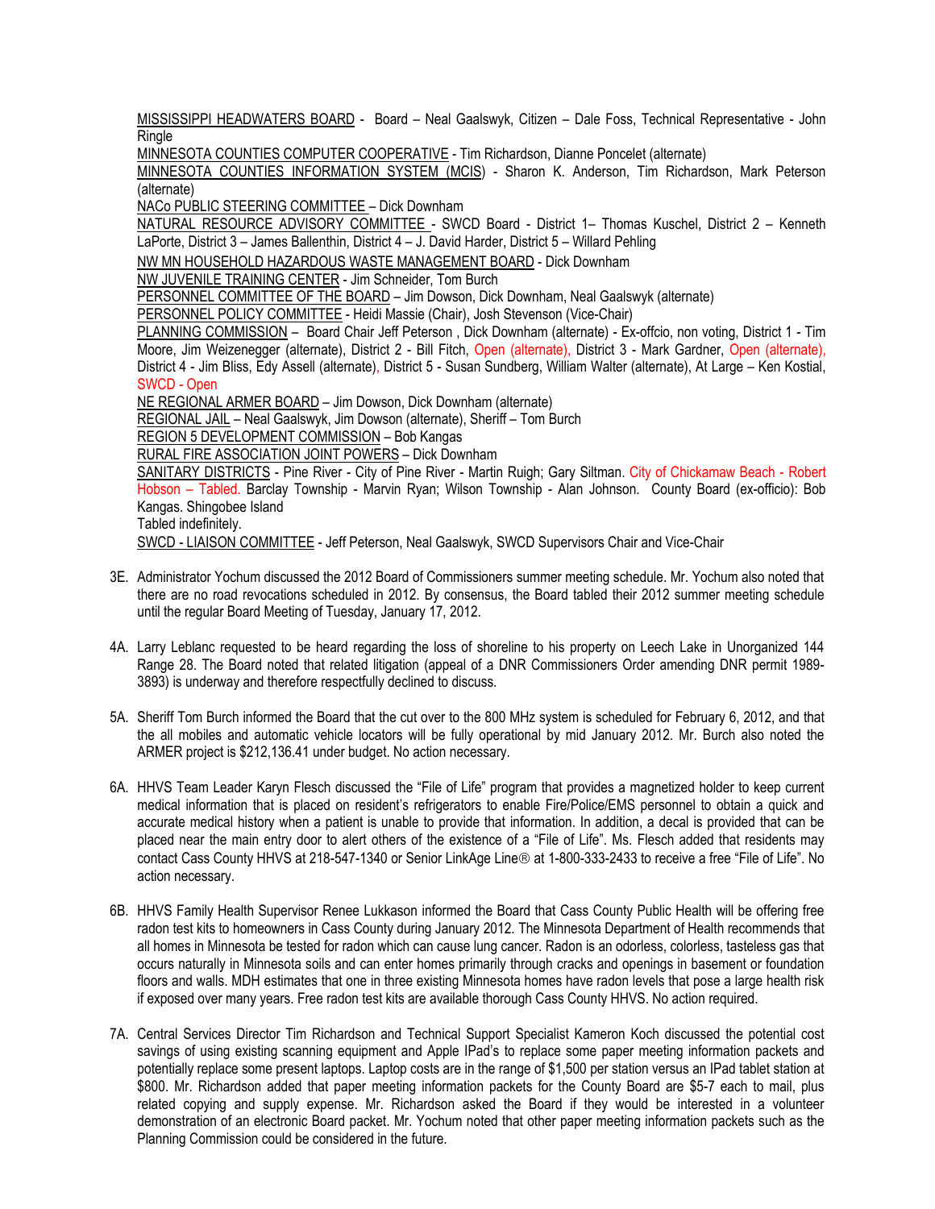MISSISSIPPI HEADWATERS BOARD - Board – Neal Gaalswyk, Citizen – Dale Foss, Technical Representative - John Ringle

MINNESOTA COUNTIES COMPUTER COOPERATIVE - Tim Richardson, Dianne Poncelet (alternate)

MINNESOTA COUNTIES INFORMATION SYSTEM (MCIS) - Sharon K. Anderson, Tim Richardson, Mark Peterson (alternate)

NACo PUBLIC STEERING COMMITTEE – Dick Downham

NATURAL RESOURCE ADVISORY COMMITTEE - SWCD Board - District 1– Thomas Kuschel, District 2 – Kenneth LaPorte, District 3 – James Ballenthin, District 4 – J. David Harder, District 5 – Willard Pehling

NW MN HOUSEHOLD HAZARDOUS WASTE MANAGEMENT BOARD - Dick Downham

NW JUVENILE TRAINING CENTER - Jim Schneider, Tom Burch

PERSONNEL COMMITTEE OF THE BOARD – Jim Dowson, Dick Downham, Neal Gaalswyk (alternate)

PERSONNEL POLICY COMMITTEE - Heidi Massie (Chair), Josh Stevenson (Vice-Chair)

PLANNING COMMISSION – Board Chair Jeff Peterson , Dick Downham (alternate) - Ex-offcio, non voting, District 1 - Tim Moore, Jim Weizenegger (alternate), District 2 - Bill Fitch, Open (alternate), District 3 - Mark Gardner, Open (alternate), District 4 - Jim Bliss, Edy Assell (alternate), District 5 - Susan Sundberg, William Walter (alternate), At Large – Ken Kostial, SWCD - Open

NE REGIONAL ARMER BOARD – Jim Dowson, Dick Downham (alternate)

REGIONAL JAIL – Neal Gaalswyk, Jim Dowson (alternate), Sheriff – Tom Burch

REGION 5 DEVELOPMENT COMMISSION – Bob Kangas

RURAL FIRE ASSOCIATION JOINT POWERS – Dick Downham

SANITARY DISTRICTS - Pine River - City of Pine River - Martin Ruigh; Gary Siltman. City of Chickamaw Beach - Robert Hobson – Tabled. Barclay Township - Marvin Ryan; Wilson Township - Alan Johnson. County Board (ex-officio): Bob Kangas. Shingobee Island

Tabled indefinitely.

SWCD - LIAISON COMMITTEE - Jeff Peterson, Neal Gaalswyk, SWCD Supervisors Chair and Vice-Chair

3E. Administrator Yochum discussed the 2012 Board of Commissioners summer meeting schedule. Mr. Yochum also noted that there are no road revocations scheduled in 2012. By consensus, the Board tabled their 2012 summer meeting schedule until the regular Board Meeting of Tuesday, January 17, 2012.

4A. Larry Leblanc requested to be heard regarding the loss of shoreline to his property on Leech Lake in Unorganized 144 Range 28. The Board noted that related litigation (appeal of a DNR Commissioners Order amending DNR permit 1989-3893) is underway and therefore respectfully declined to discuss.

5A. Sheriff Tom Burch informed the Board that the cut over to the 800 MHz system is scheduled for February 6, 2012, and that the all mobiles and automatic vehicle locators will be fully operational by mid January 2012. Mr. Burch also noted the ARMER project is $212,136.41 under budget. No action necessary.

6A. HHVS Team Leader Karyn Flesch discussed the "File of Life" program that provides a magnetized holder to keep current medical information that is placed on resident's refrigerators to enable Fire/Police/EMS personnel to obtain a quick and accurate medical history when a patient is unable to provide that information. In addition, a decal is provided that can be placed near the main entry door to alert others of the existence of a "File of Life". Ms. Flesch added that residents may contact Cass County HHVS at 218-547-1340 or Senior LinkAge Line® at 1-800-333-2433 to receive a free "File of Life". No action necessary.

6B. HHVS Family Health Supervisor Renee Lukkason informed the Board that Cass County Public Health will be offering free radon test kits to homeowners in Cass County during January 2012. The Minnesota Department of Health recommends that all homes in Minnesota be tested for radon which can cause lung cancer. Radon is an odorless, colorless, tasteless gas that occurs naturally in Minnesota soils and can enter homes primarily through cracks and openings in basement or foundation floors and walls. MDH estimates that one in three existing Minnesota homes have radon levels that pose a large health risk if exposed over many years. Free radon test kits are available thorough Cass County HHVS. No action required.

7A. Central Services Director Tim Richardson and Technical Support Specialist Kameron Koch discussed the potential cost savings of using existing scanning equipment and Apple IPad's to replace some paper meeting information packets and potentially replace some present laptops. Laptop costs are in the range of $1,500 per station versus an IPad tablet station at $800. Mr. Richardson added that paper meeting information packets for the County Board are $5-7 each to mail, plus related copying and supply expense. Mr. Richardson asked the Board if they would be interested in a volunteer demonstration of an electronic Board packet. Mr. Yochum noted that other paper meeting information packets such as the Planning Commission could be considered in the future.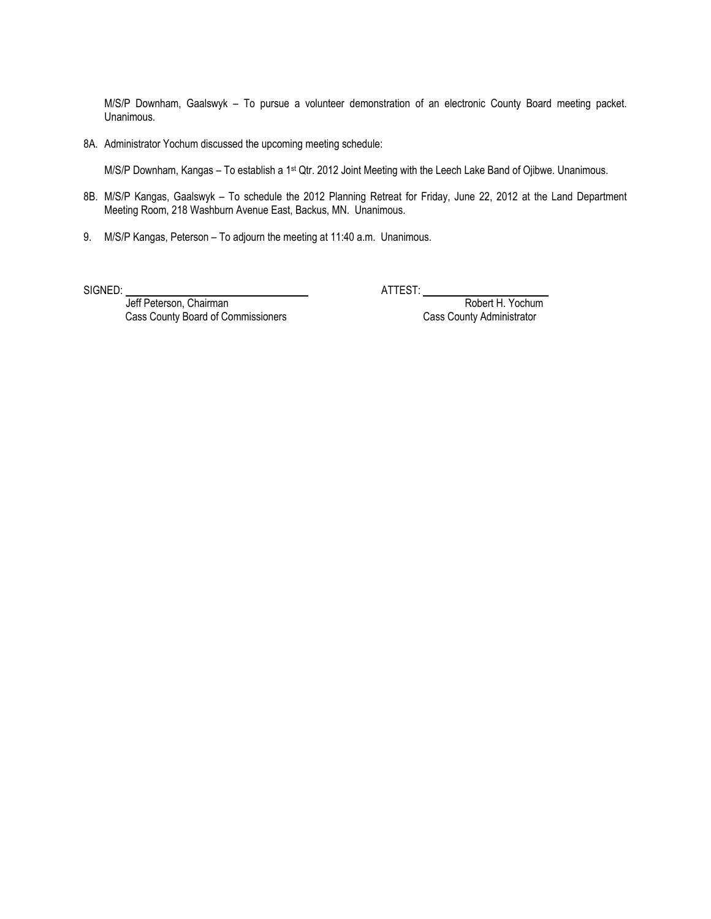M/S/P Downham, Gaalswyk – To pursue a volunteer demonstration of an electronic County Board meeting packet. Unanimous.

8A. Administrator Yochum discussed the upcoming meeting schedule:

M/S/P Downham, Kangas – To establish a 1st Qtr. 2012 Joint Meeting with the Leech Lake Band of Ojibwe. Unanimous.

8B. M/S/P Kangas, Gaalswyk – To schedule the 2012 Planning Retreat for Friday, June 22, 2012 at the Land Department Meeting Room, 218 Washburn Avenue East, Backus, MN. Unanimous.

9. M/S/P Kangas, Peterson – To adjourn the meeting at 11:40 a.m. Unanimous.

SIGNED: ______________________________
Jeff Peterson, Chairman
Cass County Board of Commissioners

ATTEST: ______________________________
Robert H. Yochum
Cass County Administrator